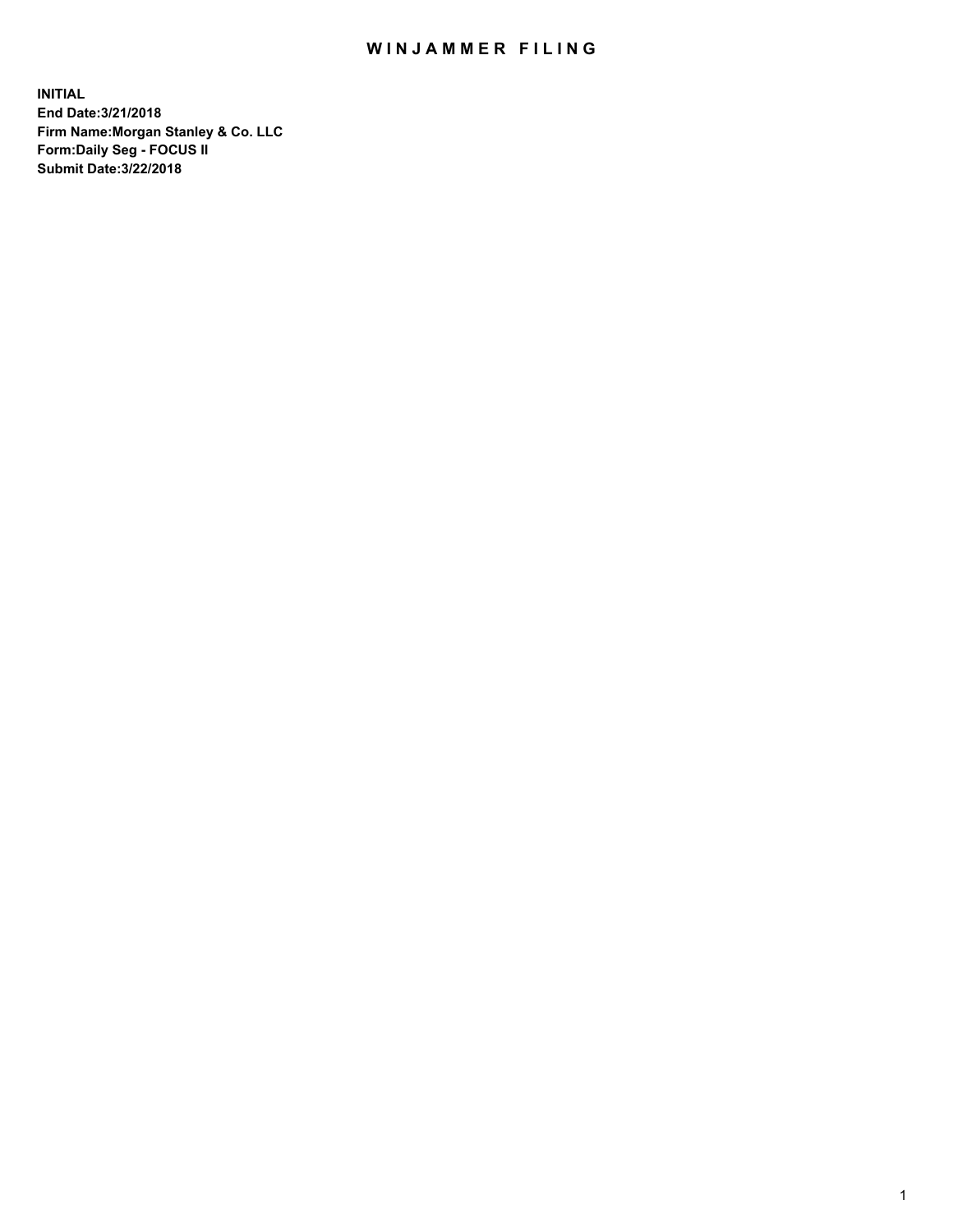# WINJAMMER FILING

**INITIAL**
**End Date:3/21/2018**
**Firm Name:Morgan Stanley & Co. LLC**
**Form:Daily Seg - FOCUS II**
**Submit Date:3/22/2018**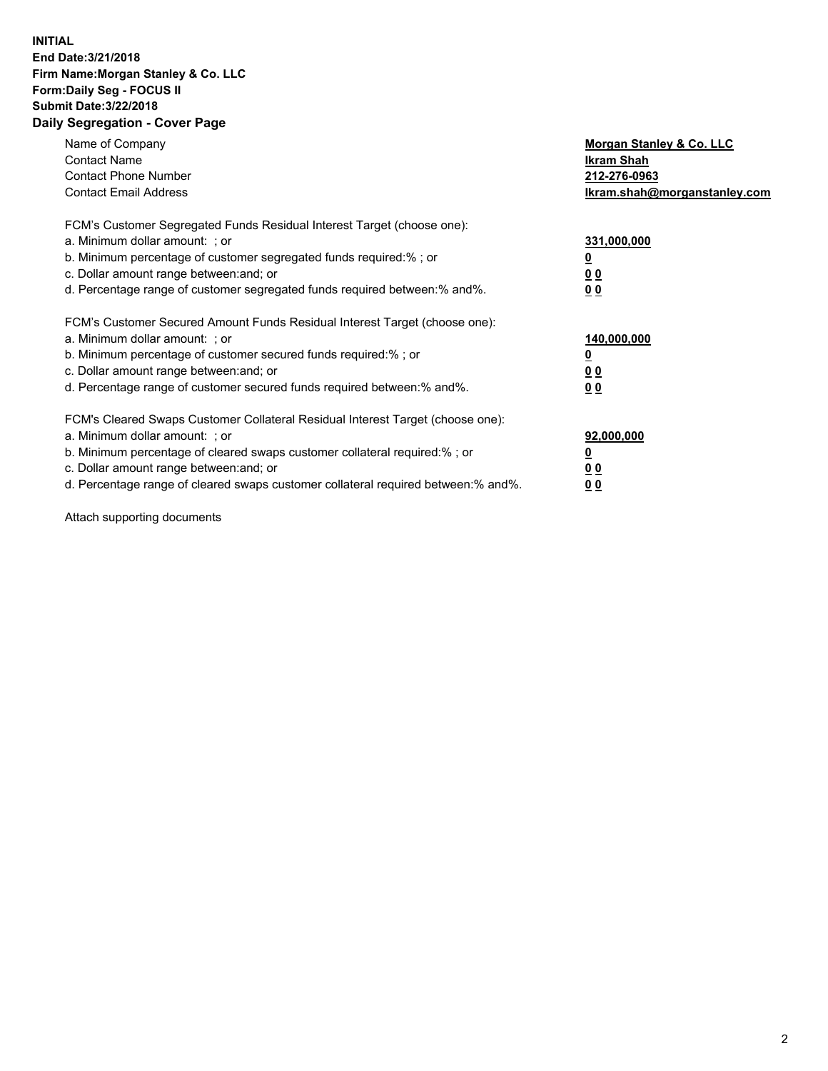**INITIAL**
**End Date:3/21/2018**
**Firm Name:Morgan Stanley & Co. LLC**
**Form:Daily Seg - FOCUS II**
**Submit Date:3/22/2018**
**Daily Segregation - Cover Page**

| | |
|---|---|
| Name of Company | **Morgan Stanley & Co. LLC** |
| Contact Name | **Ikram Shah** |
| Contact Phone Number | **212-276-0963** |
| Contact Email Address | **Ikram.shah@morganstanley.com** |

FCM's Customer Segregated Funds Residual Interest Target (choose one):

| | |
|---|---|
| a. Minimum dollar amount: ; or | **331,000,000** |
| b. Minimum percentage of customer segregated funds required:% ; or | **0** |
| c. Dollar amount range between:and; or | **0 0** |
| d. Percentage range of customer segregated funds required between:% and%. | **0 0** |

FCM's Customer Secured Amount Funds Residual Interest Target (choose one):

| | |
|---|---|
| a. Minimum dollar amount: ; or | **140,000,000** |
| b. Minimum percentage of customer secured funds required:% ; or | **0** |
| c. Dollar amount range between:and; or | **0 0** |
| d. Percentage range of customer secured funds required between:% and%. | **0 0** |

FCM's Cleared Swaps Customer Collateral Residual Interest Target (choose one):

| | |
|---|---|
| a. Minimum dollar amount: ; or | **92,000,000** |
| b. Minimum percentage of cleared swaps customer collateral required:% ; or | **0** |
| c. Dollar amount range between:and; or | **0 0** |
| d. Percentage range of cleared swaps customer collateral required between:% and%. | **0 0** |

Attach supporting documents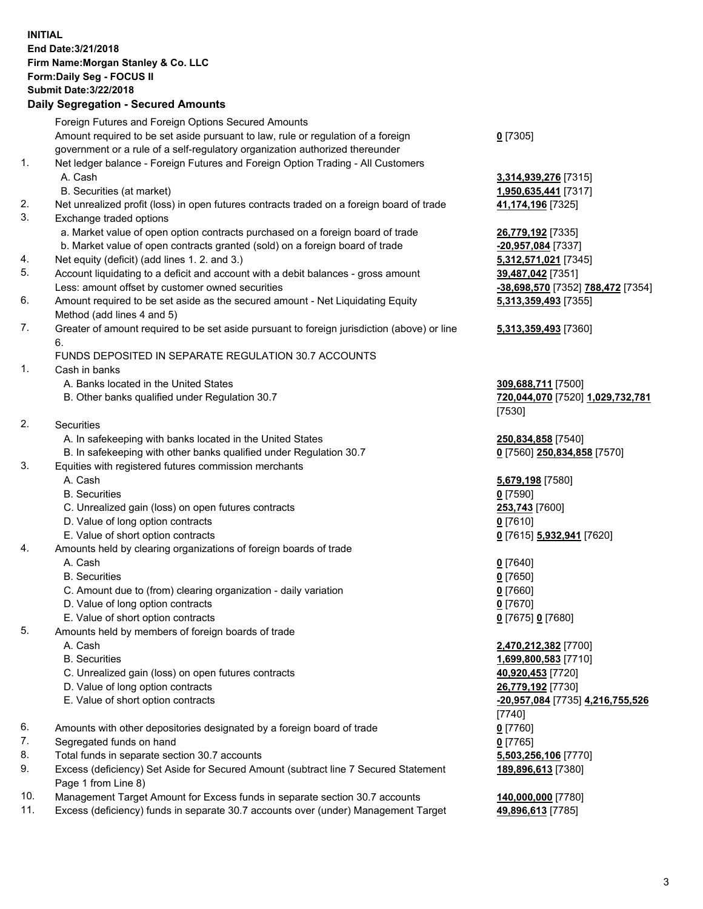**INITIAL**
**End Date:3/21/2018**
**Firm Name:Morgan Stanley & Co. LLC**
**Form:Daily Seg - FOCUS II**
**Submit Date:3/22/2018**

## Daily Segregation - Secured Amounts

| | | |
|---|---|---|
| | Foreign Futures and Foreign Options Secured Amounts | |
| | Amount required to be set aside pursuant to law, rule or regulation of a foreign government or a rule of a self-regulatory organization authorized thereunder | **0** [7305] |
| 1. | Net ledger balance - Foreign Futures and Foreign Option Trading - All Customers | |
| | A. Cash | **3,314,939,276** [7315] |
| | B. Securities (at market) | **1,950,635,441** [7317] |
| 2. | Net unrealized profit (loss) in open futures contracts traded on a foreign board of trade | **41,174,196** [7325] |
| 3. | Exchange traded options | |
| | a. Market value of open option contracts purchased on a foreign board of trade | **26,779,192** [7335] |
| | b. Market value of open contracts granted (sold) on a foreign board of trade | **-20,957,084** [7337] |
| 4. | Net equity (deficit) (add lines 1. 2. and 3.) | **5,312,571,021** [7345] |
| 5. | Account liquidating to a deficit and account with a debit balances - gross amount | **39,487,042** [7351] |
| | Less: amount offset by customer owned securities | **-38,698,570** [7352] **788,472** [7354] |
| 6. | Amount required to be set aside as the secured amount - Net Liquidating Equity Method (add lines 4 and 5) | **5,313,359,493** [7355] |
| 7. | Greater of amount required to be set aside pursuant to foreign jurisdiction (above) or line 6. | **5,313,359,493** [7360] |
| | FUNDS DEPOSITED IN SEPARATE REGULATION 30.7 ACCOUNTS | |
| 1. | Cash in banks | |
| | A. Banks located in the United States | **309,688,711** [7500] |
| | B. Other banks qualified under Regulation 30.7 | **720,044,070** [7520] **1,029,732,781** [7530] |
| 2. | Securities | |
| | A. In safekeeping with banks located in the United States | **250,834,858** [7540] |
| | B. In safekeeping with other banks qualified under Regulation 30.7 | **0** [7560] **250,834,858** [7570] |
| 3. | Equities with registered futures commission merchants | |
| | A. Cash | **5,679,198** [7580] |
| | B. Securities | **0** [7590] |
| | C. Unrealized gain (loss) on open futures contracts | **253,743** [7600] |
| | D. Value of long option contracts | **0** [7610] |
| | E. Value of short option contracts | **0** [7615] **5,932,941** [7620] |
| 4. | Amounts held by clearing organizations of foreign boards of trade | |
| | A. Cash | **0** [7640] |
| | B. Securities | **0** [7650] |
| | C. Amount due to (from) clearing organization - daily variation | **0** [7660] |
| | D. Value of long option contracts | **0** [7670] |
| | E. Value of short option contracts | **0** [7675] **0** [7680] |
| 5. | Amounts held by members of foreign boards of trade | |
| | A. Cash | **2,470,212,382** [7700] |
| | B. Securities | **1,699,800,583** [7710] |
| | C. Unrealized gain (loss) on open futures contracts | **40,920,453** [7720] |
| | D. Value of long option contracts | **26,779,192** [7730] |
| | E. Value of short option contracts | **-20,957,084** [7735] **4,216,755,526** [7740] |
| 6. | Amounts with other depositories designated by a foreign board of trade | **0** [7760] |
| 7. | Segregated funds on hand | **0** [7765] |
| 8. | Total funds in separate section 30.7 accounts | **5,503,256,106** [7770] |
| 9. | Excess (deficiency) Set Aside for Secured Amount (subtract line 7 Secured Statement Page 1 from Line 8) | **189,896,613** [7380] |
| 10. | Management Target Amount for Excess funds in separate section 30.7 accounts | **140,000,000** [7780] |
| 11. | Excess (deficiency) funds in separate 30.7 accounts over (under) Management Target | **49,896,613** [7785] |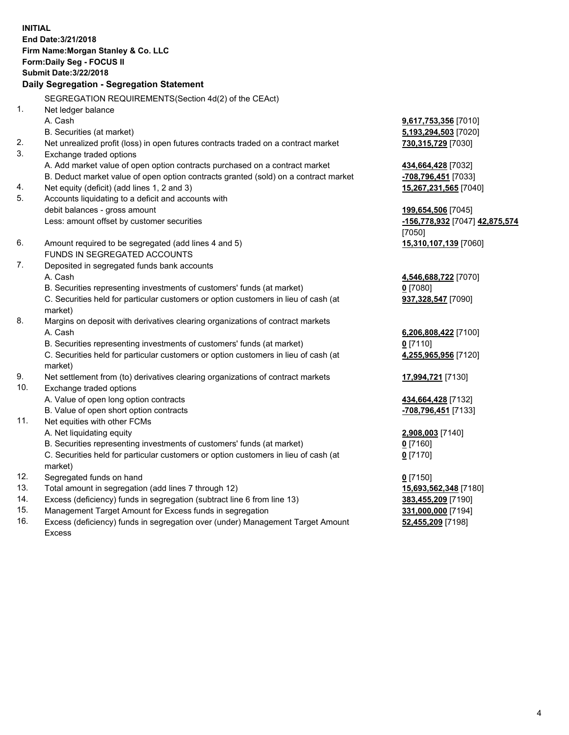**INITIAL**
**End Date:3/21/2018**
**Firm Name:Morgan Stanley & Co. LLC**
**Form:Daily Seg - FOCUS II**
**Submit Date:3/22/2018**

## Daily Segregation - Segregation Statement

SEGREGATION REQUIREMENTS(Section 4d(2) of the CEAct)

| | | |
|---|---|---|
| 1. | Net ledger balance | |
| | A. Cash | **9,617,753,356** [7010] |
| | B. Securities (at market) | **5,193,294,503** [7020] |
| 2. | Net unrealized profit (loss) in open futures contracts traded on a contract market | **730,315,729** [7030] |
| 3. | Exchange traded options | |
| | A. Add market value of open option contracts purchased on a contract market | **434,664,428** [7032] |
| | B. Deduct market value of open option contracts granted (sold) on a contract market | **-708,796,451** [7033] |
| 4. | Net equity (deficit) (add lines 1, 2 and 3) | **15,267,231,565** [7040] |
| 5. | Accounts liquidating to a deficit and accounts with debit balances - gross amount | **199,654,506** [7045] |
| | Less: amount offset by customer securities | **-156,778,932** [7047] **42,875,574** [7050] |
| 6. | Amount required to be segregated (add lines 4 and 5) | **15,310,107,139** [7060] |
| | FUNDS IN SEGREGATED ACCOUNTS | |
| 7. | Deposited in segregated funds bank accounts | |
| | A. Cash | **4,546,688,722** [7070] |
| | B. Securities representing investments of customers' funds (at market) | **0** [7080] |
| | C. Securities held for particular customers or option customers in lieu of cash (at market) | **937,328,547** [7090] |
| 8. | Margins on deposit with derivatives clearing organizations of contract markets | |
| | A. Cash | **6,206,808,422** [7100] |
| | B. Securities representing investments of customers' funds (at market) | **0** [7110] |
| | C. Securities held for particular customers or option customers in lieu of cash (at market) | **4,255,965,956** [7120] |
| 9. | Net settlement from (to) derivatives clearing organizations of contract markets | **17,994,721** [7130] |
| 10. | Exchange traded options | |
| | A. Value of open long option contracts | **434,664,428** [7132] |
| | B. Value of open short option contracts | **-708,796,451** [7133] |
| 11. | Net equities with other FCMs | |
| | A. Net liquidating equity | **2,908,003** [7140] |
| | B. Securities representing investments of customers' funds (at market) | **0** [7160] |
| | C. Securities held for particular customers or option customers in lieu of cash (at market) | **0** [7170] |
| 12. | Segregated funds on hand | **0** [7150] |
| 13. | Total amount in segregation (add lines 7 through 12) | **15,693,562,348** [7180] |
| 14. | Excess (deficiency) funds in segregation (subtract line 6 from line 13) | **383,455,209** [7190] |
| 15. | Management Target Amount for Excess funds in segregation | **331,000,000** [7194] |
| 16. | Excess (deficiency) funds in segregation over (under) Management Target Amount Excess | **52,455,209** [7198] |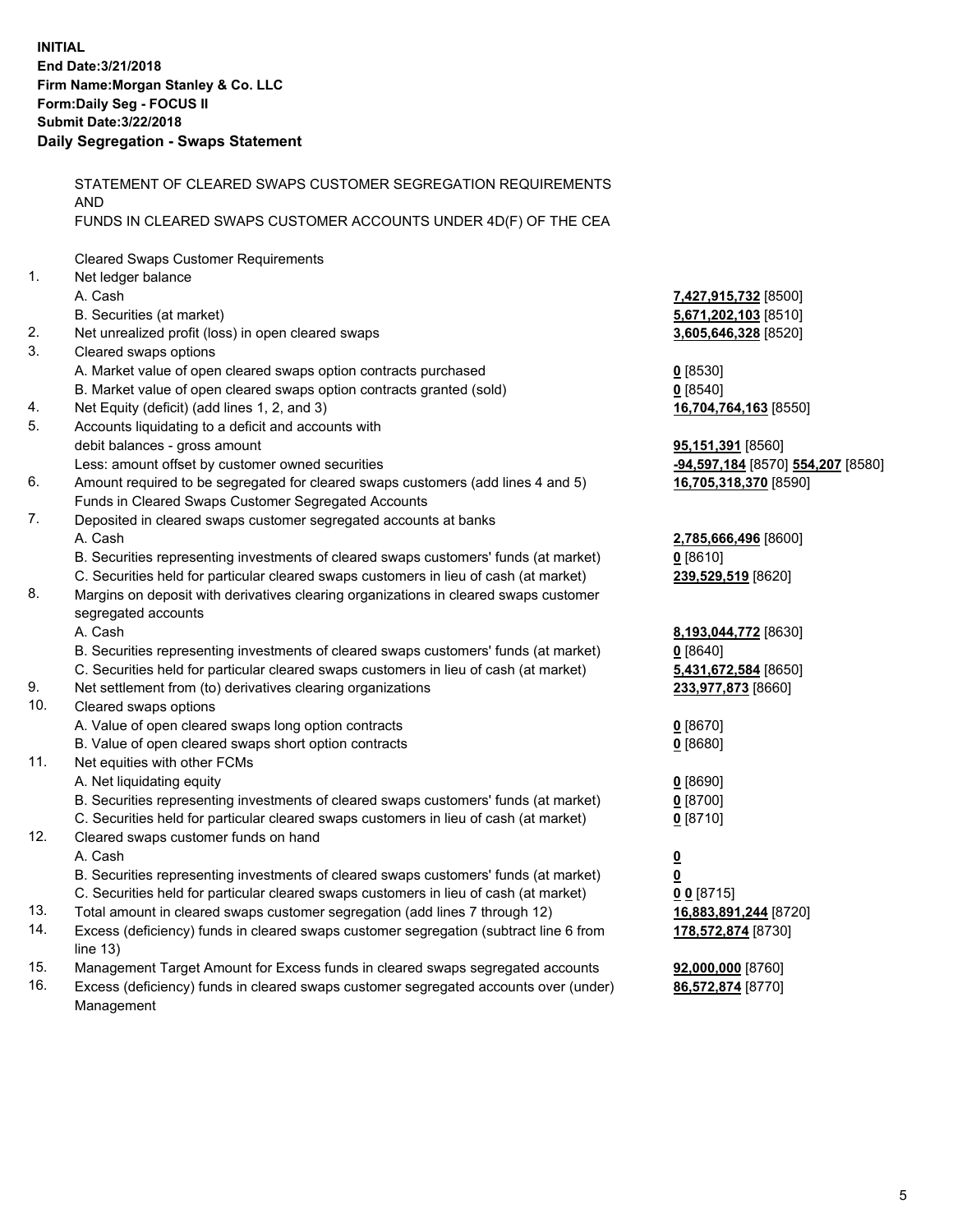**INITIAL**
**End Date:3/21/2018**
**Firm Name:Morgan Stanley & Co. LLC**
**Form:Daily Seg - FOCUS II**
**Submit Date:3/22/2018**
**Daily Segregation - Swaps Statement**

STATEMENT OF CLEARED SWAPS CUSTOMER SEGREGATION REQUIREMENTS AND FUNDS IN CLEARED SWAPS CUSTOMER ACCOUNTS UNDER 4D(F) OF THE CEA

| | | |
|---|---|---|
| | Cleared Swaps Customer Requirements | |
| 1. | Net ledger balance | |
| | A. Cash | 7,427,915,732 [8500] |
| | B. Securities (at market) | 5,671,202,103 [8510] |
| 2. | Net unrealized profit (loss) in open cleared swaps | 3,605,646,328 [8520] |
| 3. | Cleared swaps options | |
| | A. Market value of open cleared swaps option contracts purchased | 0 [8530] |
| | B. Market value of open cleared swaps option contracts granted (sold) | 0 [8540] |
| 4. | Net Equity (deficit) (add lines 1, 2, and 3) | 16,704,764,163 [8550] |
| 5. | Accounts liquidating to a deficit and accounts with debit balances - gross amount | 95,151,391 [8560] |
| | Less: amount offset by customer owned securities | -94,597,184 [8570] 554,207 [8580] |
| 6. | Amount required to be segregated for cleared swaps customers (add lines 4 and 5) | 16,705,318,370 [8590] |
| | Funds in Cleared Swaps Customer Segregated Accounts | |
| 7. | Deposited in cleared swaps customer segregated accounts at banks | |
| | A. Cash | 2,785,666,496 [8600] |
| | B. Securities representing investments of cleared swaps customers' funds (at market) | 0 [8610] |
| | C. Securities held for particular cleared swaps customers in lieu of cash (at market) | 239,529,519 [8620] |
| 8. | Margins on deposit with derivatives clearing organizations in cleared swaps customer segregated accounts | |
| | A. Cash | 8,193,044,772 [8630] |
| | B. Securities representing investments of cleared swaps customers' funds (at market) | 0 [8640] |
| | C. Securities held for particular cleared swaps customers in lieu of cash (at market) | 5,431,672,584 [8650] |
| 9. | Net settlement from (to) derivatives clearing organizations | 233,977,873 [8660] |
| 10. | Cleared swaps options | |
| | A. Value of open cleared swaps long option contracts | 0 [8670] |
| | B. Value of open cleared swaps short option contracts | 0 [8680] |
| 11. | Net equities with other FCMs | |
| | A. Net liquidating equity | 0 [8690] |
| | B. Securities representing investments of cleared swaps customers' funds (at market) | 0 [8700] |
| | C. Securities held for particular cleared swaps customers in lieu of cash (at market) | 0 [8710] |
| 12. | Cleared swaps customer funds on hand | |
| | A. Cash | 0 |
| | B. Securities representing investments of cleared swaps customers' funds (at market) | 0 |
| | C. Securities held for particular cleared swaps customers in lieu of cash (at market) | 0 0 [8715] |
| 13. | Total amount in cleared swaps customer segregation (add lines 7 through 12) | 16,883,891,244 [8720] |
| 14. | Excess (deficiency) funds in cleared swaps customer segregation (subtract line 6 from line 13) | 178,572,874 [8730] |
| 15. | Management Target Amount for Excess funds in cleared swaps segregated accounts | 92,000,000 [8760] |
| 16. | Excess (deficiency) funds in cleared swaps customer segregated accounts over (under) Management | 86,572,874 [8770] |